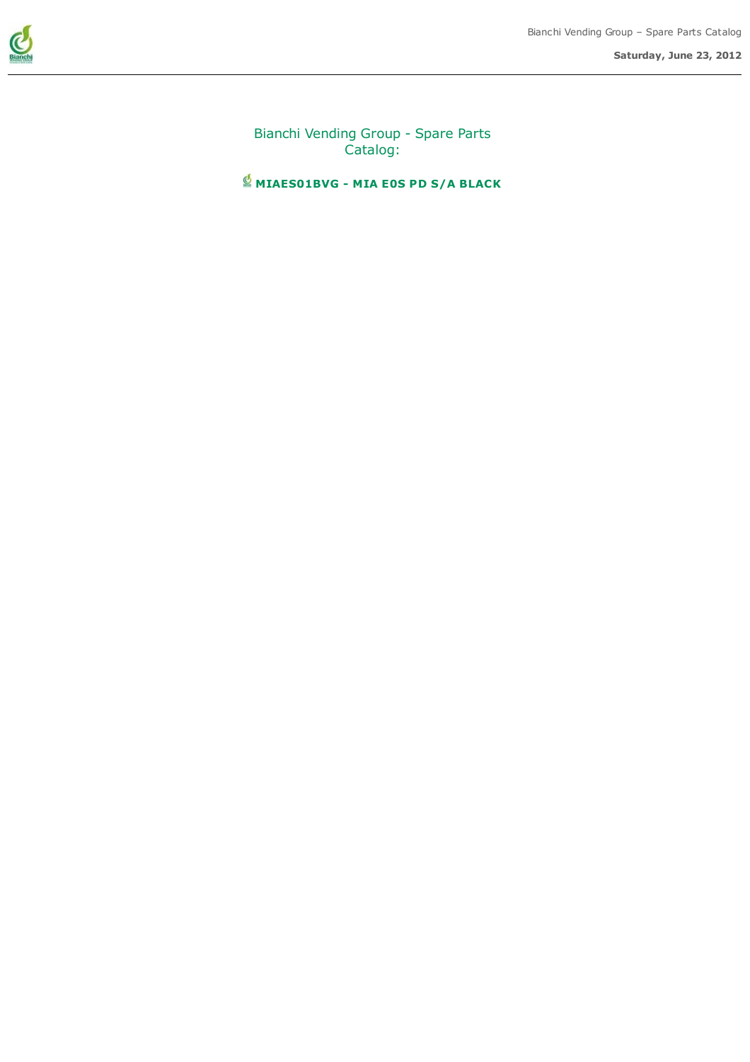# Bianchi Vending Group - Spare Parts Catalog:

## MIAES01BVG - MIA E0S PD S/A BLACK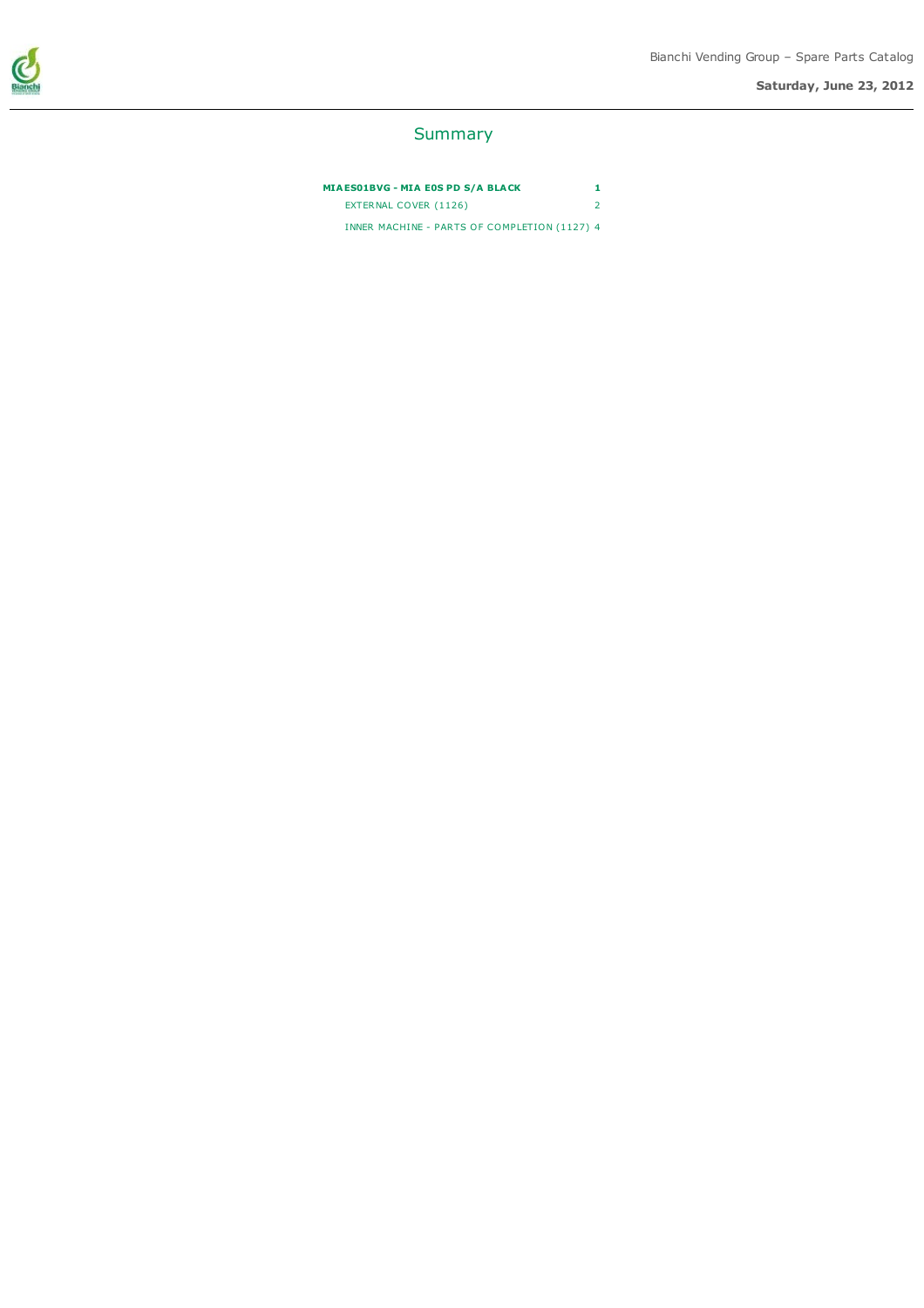# Summary

| | |
|---|---|
| **MIAES01BVG - MIA E0S PD S/A BLACK** | **1** |
| EXTERNAL COVER (1126) | 2 |
| INNER MACHINE - PARTS OF COMPLETION (1127) | 4 |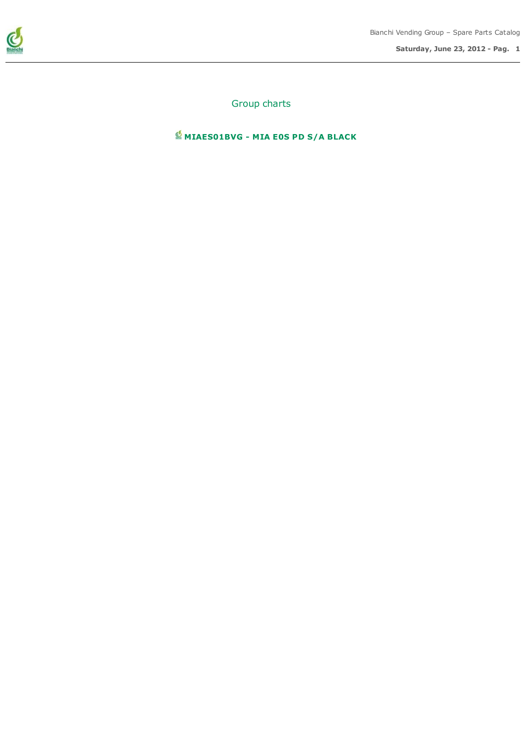# Group charts

## MIAES01BVG - MIA E0S PD S/A BLACK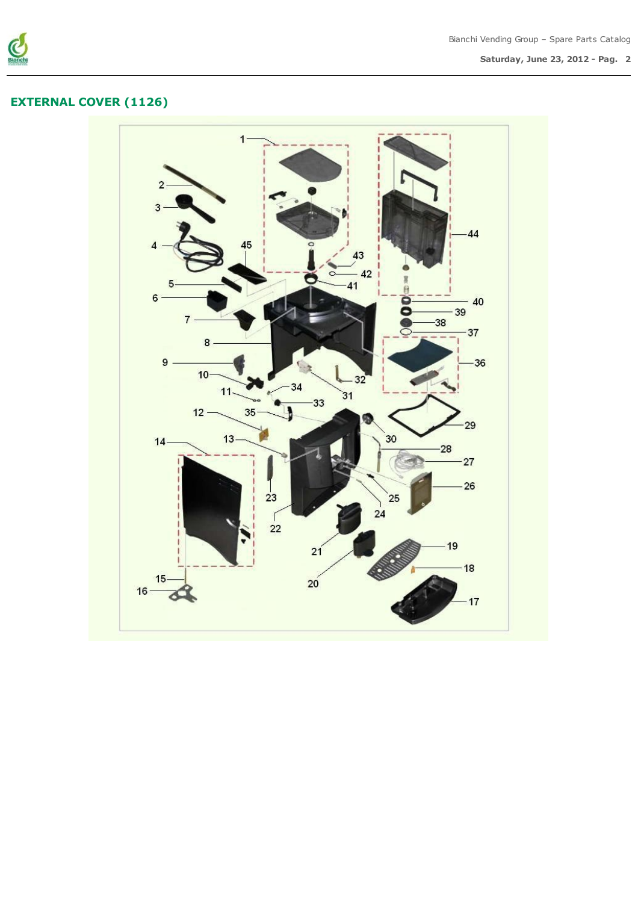## EXTERNAL COVER (1126)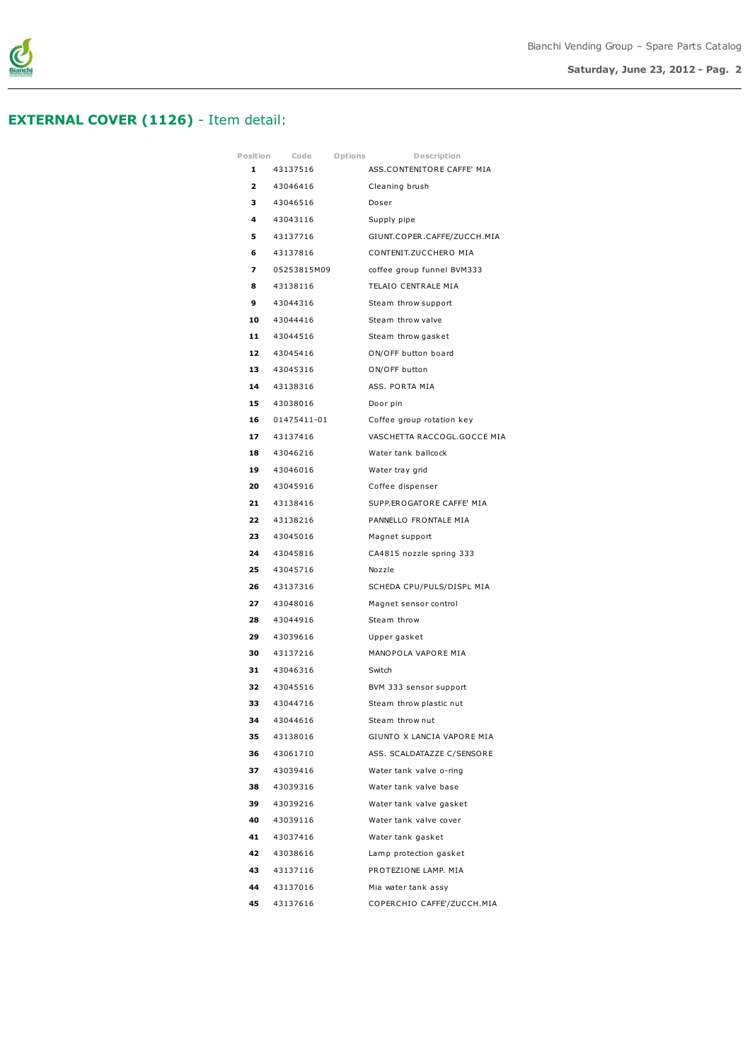## **EXTERNAL COVER (1126)** - Item detail:

| Position | Code | Options | Description |
|---|---|---|---|
| **1** | 43137516 | | ASS.CONTENITORE CAFFE' MIA |
| **2** | 43046416 | | Cleaning brush |
| **3** | 43046516 | | Doser |
| **4** | 43043116 | | Supply pipe |
| **5** | 43137716 | | GIUNT.COPER.CAFFE/ZUCCH.MIA |
| **6** | 43137816 | | CONTENIT.ZUCCHERO MIA |
| **7** | 05253815M09 | | coffee group funnel BVM333 |
| **8** | 43138116 | | TELAIO CENTRALE MIA |
| **9** | 43044316 | | Steam throw support |
| **10** | 43044416 | | Steam throw valve |
| **11** | 43044516 | | Steam throw gasket |
| **12** | 43045416 | | ON/OFF button board |
| **13** | 43045316 | | ON/OFF button |
| **14** | 43138316 | | ASS. PORTA MIA |
| **15** | 43038016 | | Door pin |
| **16** | 01475411-01 | | Coffee group rotation key |
| **17** | 43137416 | | VASCHETTA RACCOGL.GOCCE MIA |
| **18** | 43046216 | | Water tank ballcock |
| **19** | 43046016 | | Water tray grid |
| **20** | 43045916 | | Coffee dispenser |
| **21** | 43138416 | | SUPP.EROGATORE CAFFE' MIA |
| **22** | 43138216 | | PANNELLO FRONTALE MIA |
| **23** | 43045016 | | Magnet support |
| **24** | 43045816 | | CA4815 nozzle spring 333 |
| **25** | 43045716 | | Nozzle |
| **26** | 43137316 | | SCHEDA CPU/PULS/DISPL MIA |
| **27** | 43048016 | | Magnet sensor control |
| **28** | 43044916 | | Steam throw |
| **29** | 43039616 | | Upper gasket |
| **30** | 43137216 | | MANOPOLA VAPORE MIA |
| **31** | 43046316 | | Switch |
| **32** | 43045516 | | BVM 333 sensor support |
| **33** | 43044716 | | Steam throw plastic nut |
| **34** | 43044616 | | Steam throw nut |
| **35** | 43138016 | | GIUNTO X LANCIA VAPORE MIA |
| **36** | 43061710 | | ASS. SCALDATAZZE C/SENSORE |
| **37** | 43039416 | | Water tank valve o-ring |
| **38** | 43039316 | | Water tank valve base |
| **39** | 43039216 | | Water tank valve gasket |
| **40** | 43039116 | | Water tank valve cover |
| **41** | 43037416 | | Water tank gasket |
| **42** | 43038616 | | Lamp protection gasket |
| **43** | 43137116 | | PROTEZIONE LAMP. MIA |
| **44** | 43137016 | | Mia water tank assy |
| **45** | 43137616 | | COPERCHIO CAFFE'/ZUCCH.MIA |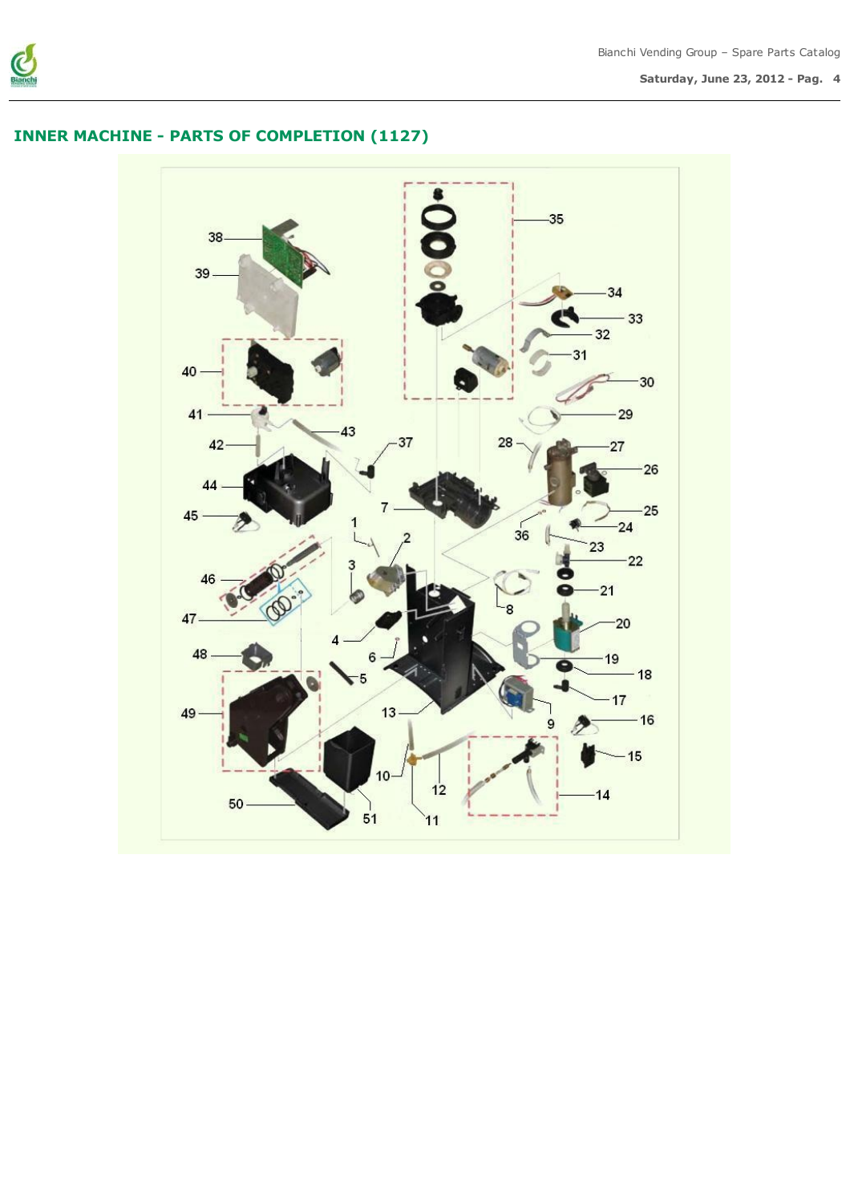## INNER MACHINE - PARTS OF COMPLETION (1127)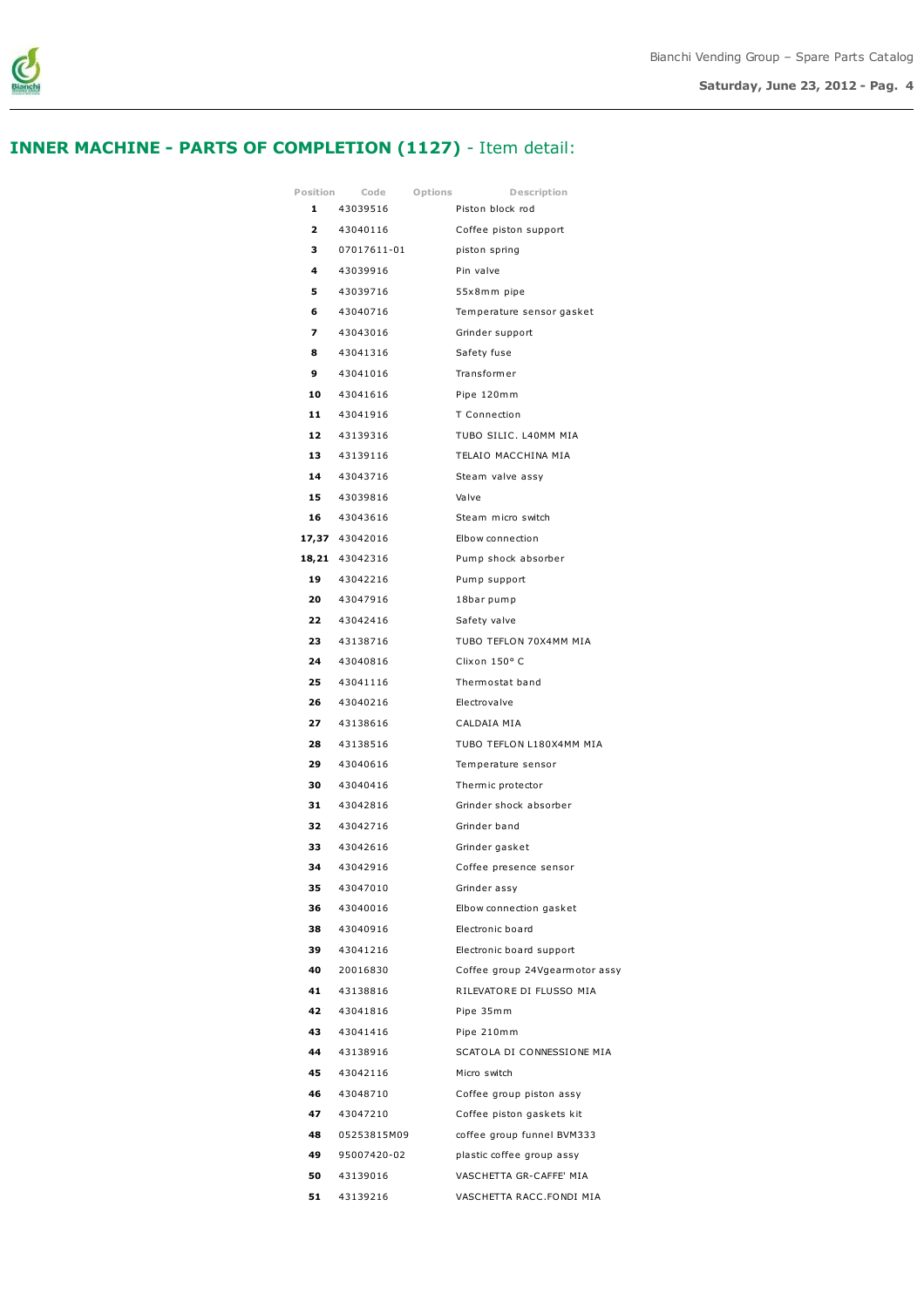# INNER MACHINE - PARTS OF COMPLETION (1127) - Item detail:

| Position | Code | Options | Description |
|---|---|---|---|
| 1 | 43039516 | | Piston block rod |
| 2 | 43040116 | | Coffee piston support |
| 3 | 07017611-01 | | piston spring |
| 4 | 43039916 | | Pin valve |
| 5 | 43039716 | | 55x8mm pipe |
| 6 | 43040716 | | Temperature sensor gasket |
| 7 | 43043016 | | Grinder support |
| 8 | 43041316 | | Safety fuse |
| 9 | 43041016 | | Transformer |
| 10 | 43041616 | | Pipe 120mm |
| 11 | 43041916 | | T Connection |
| 12 | 43139316 | | TUBO SILIC. L40MM MIA |
| 13 | 43139116 | | TELAIO MACCHINA MIA |
| 14 | 43043716 | | Steam valve assy |
| 15 | 43039816 | | Valve |
| 16 | 43043616 | | Steam micro switch |
| 17,37 | 43042016 | | Elbow connection |
| 18,21 | 43042316 | | Pump shock absorber |
| 19 | 43042216 | | Pump support |
| 20 | 43047916 | | 18bar pump |
| 22 | 43042416 | | Safety valve |
| 23 | 43138716 | | TUBO TEFLON 70X4MM MIA |
| 24 | 43040816 | | Clixon 150° C |
| 25 | 43041116 | | Thermostat band |
| 26 | 43040216 | | Electrovalve |
| 27 | 43138616 | | CALDAIA MIA |
| 28 | 43138516 | | TUBO TEFLON L180X4MM MIA |
| 29 | 43040616 | | Temperature sensor |
| 30 | 43040416 | | Thermic protector |
| 31 | 43042816 | | Grinder shock absorber |
| 32 | 43042716 | | Grinder band |
| 33 | 43042616 | | Grinder gasket |
| 34 | 43042916 | | Coffee presence sensor |
| 35 | 43047010 | | Grinder assy |
| 36 | 43040016 | | Elbow connection gasket |
| 38 | 43040916 | | Electronic board |
| 39 | 43041216 | | Electronic board support |
| 40 | 20016830 | | Coffee group 24Vgearmotor assy |
| 41 | 43138816 | | RILEVATORE DI FLUSSO MIA |
| 42 | 43041816 | | Pipe 35mm |
| 43 | 43041416 | | Pipe 210mm |
| 44 | 43138916 | | SCATOLA DI CONNESSIONE MIA |
| 45 | 43042116 | | Micro switch |
| 46 | 43048710 | | Coffee group piston assy |
| 47 | 43047210 | | Coffee piston gaskets kit |
| 48 | 05253815M09 | | coffee group funnel BVM333 |
| 49 | 95007420-02 | | plastic coffee group assy |
| 50 | 43139016 | | VASCHETTA GR-CAFFE' MIA |
| 51 | 43139216 | | VASCHETTA RACC.FONDI MIA |